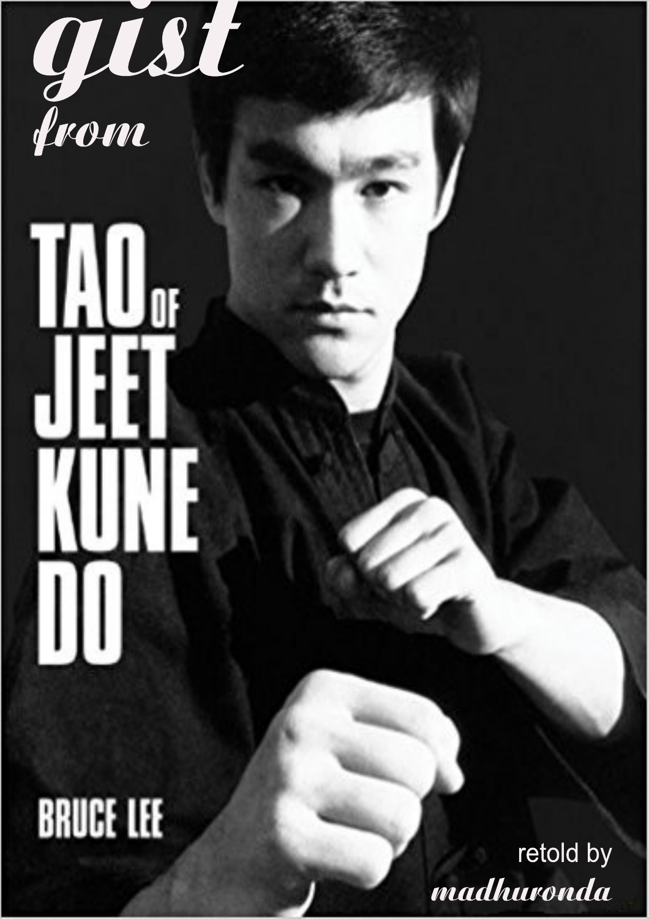# gist from

# TAO OF JEET KUNE DO

BRUCE LEE

retold by

*madhuronda*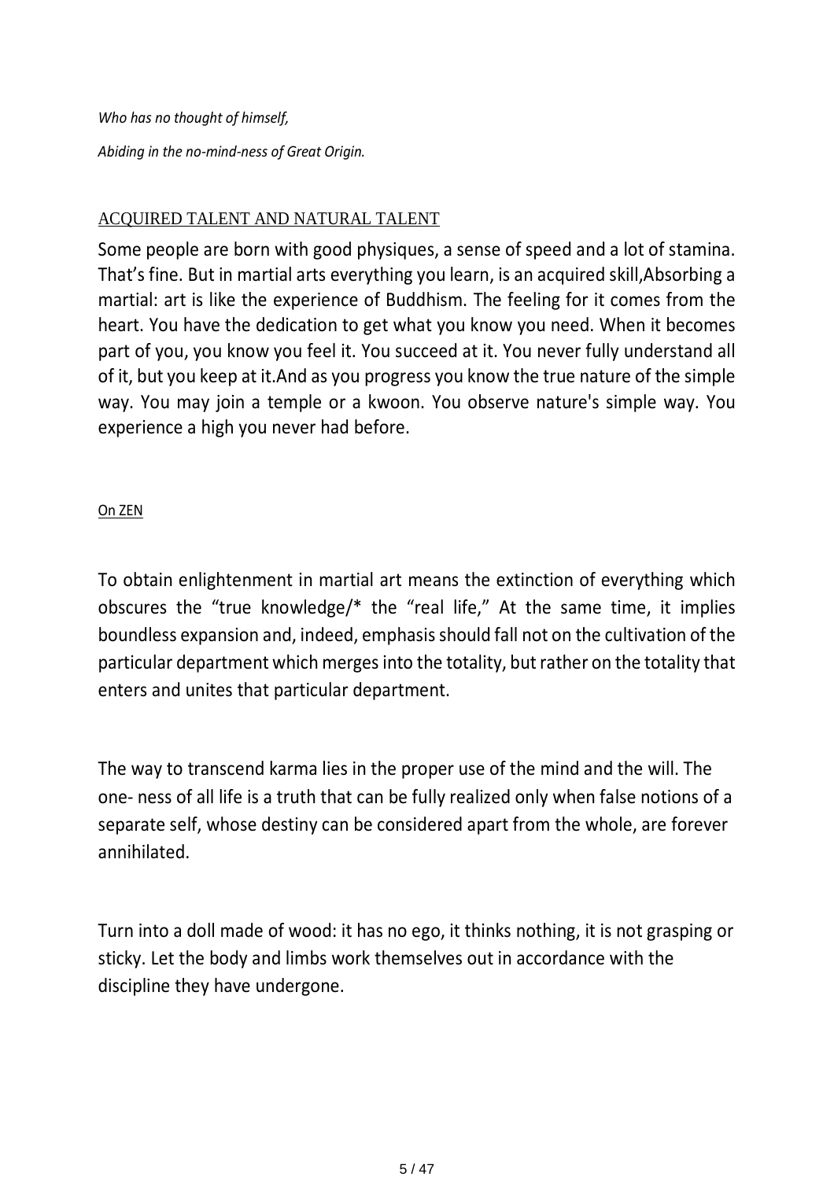*Who has no thought of himself,*

*Abiding in the no-mind-ness of Great Origin.*

## ACQUIRED TALENT AND NATURAL TALENT

Some people are born with good physiques, a sense of speed and a lot of stamina. That's fine. But in martial arts everything you learn, is an acquired skill,Absorbing a martial: art is like the experience of Buddhism. The feeling for it comes from the heart. You have the dedication to get what you know you need. When it becomes part of you, you know you feel it. You succeed at it. You never fully understand all of it, but you keep at it.And as you progress you know the true nature of the simple way. You may join a temple or a kwoon. You observe nature's simple way. You experience a high you never had before.

## On ZEN

To obtain enlightenment in martial art means the extinction of everything which obscures the "true knowledge/* the "real life," At the same time, it implies boundless expansion and, indeed, emphasis should fall not on the cultivation of the particular department which merges into the totality, but rather on the totality that enters and unites that particular department.

The way to transcend karma lies in the proper use of the mind and the will. The one- ness of all life is a truth that can be fully realized only when false notions of a separate self, whose destiny can be considered apart from the whole, are forever annihilated.

Turn into a doll made of wood: it has no ego, it thinks nothing, it is not grasping or sticky. Let the body and limbs work themselves out in accordance with the discipline they have undergone.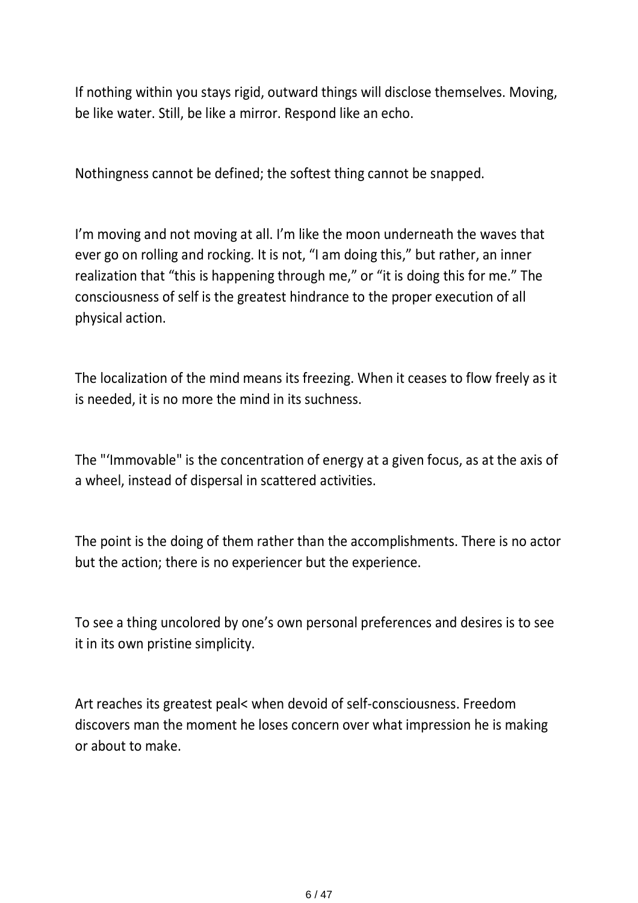If nothing within you stays rigid, outward things will disclose themselves. Moving, be like water. Still, be like a mirror. Respond like an echo.

Nothingness cannot be defined; the softest thing cannot be snapped.

I'm moving and not moving at all. I'm like the moon underneath the waves that ever go on rolling and rocking. It is not, "I am doing this," but rather, an inner realization that "this is happening through me," or "it is doing this for me." The consciousness of self is the greatest hindrance to the proper execution of all physical action.

The localization of the mind means its freezing. When it ceases to flow freely as it is needed, it is no more the mind in its suchness.

The "'Immovable" is the concentration of energy at a given focus, as at the axis of a wheel, instead of dispersal in scattered activities.

The point is the doing of them rather than the accomplishments. There is no actor but the action; there is no experiencer but the experience.

To see a thing uncolored by one's own personal preferences and desires is to see it in its own pristine simplicity.

Art reaches its greatest peal< when devoid of self-consciousness. Freedom discovers man the moment he loses concern over what impression he is making or about to make.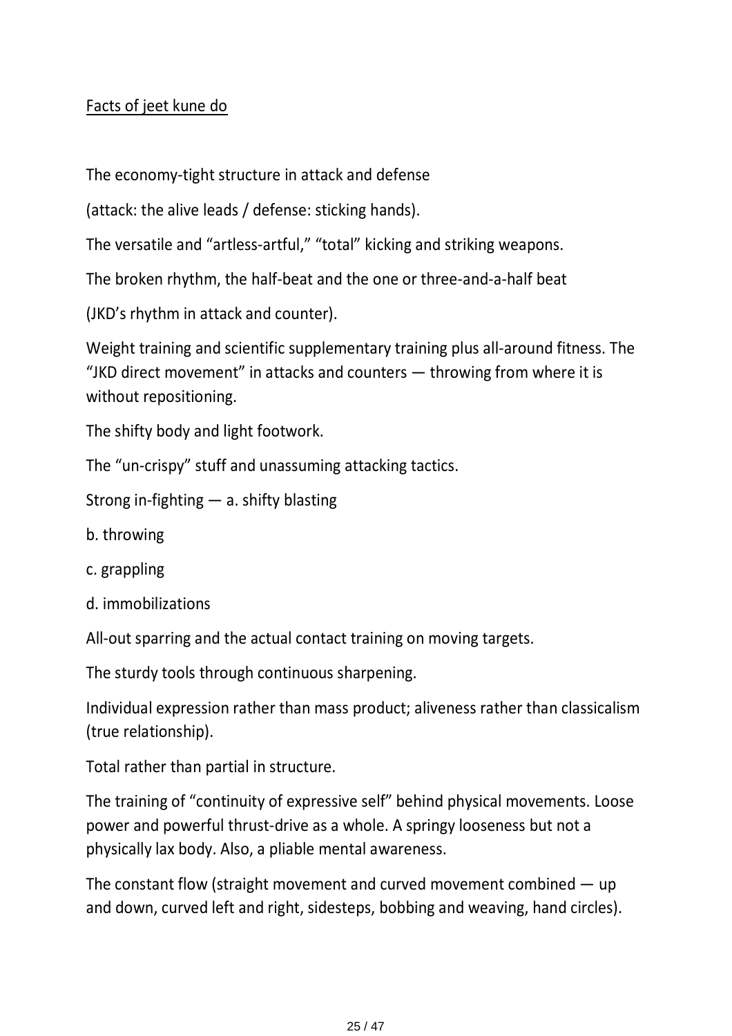Facts of jeet kune do

The economy-tight structure in attack and defense

(attack: the alive leads / defense: sticking hands).

The versatile and "artless-artful," "total" kicking and striking weapons.

The broken rhythm, the half-beat and the one or three-and-a-half beat

(JKD's rhythm in attack and counter).

Weight training and scientific supplementary training plus all-around fitness. The "JKD direct movement" in attacks and counters — throwing from where it is without repositioning.

The shifty body and light footwork.

The "un-crispy" stuff and unassuming attacking tactics.

Strong in-fighting — a. shifty blasting

b. throwing

c. grappling

d. immobilizations

All-out sparring and the actual contact training on moving targets.

The sturdy tools through continuous sharpening.

Individual expression rather than mass product; aliveness rather than classicalism (true relationship).

Total rather than partial in structure.

The training of "continuity of expressive self" behind physical movements. Loose power and powerful thrust-drive as a whole. A springy looseness but not a physically lax body. Also, a pliable mental awareness.

The constant flow (straight movement and curved movement combined — up and down, curved left and right, sidesteps, bobbing and weaving, hand circles).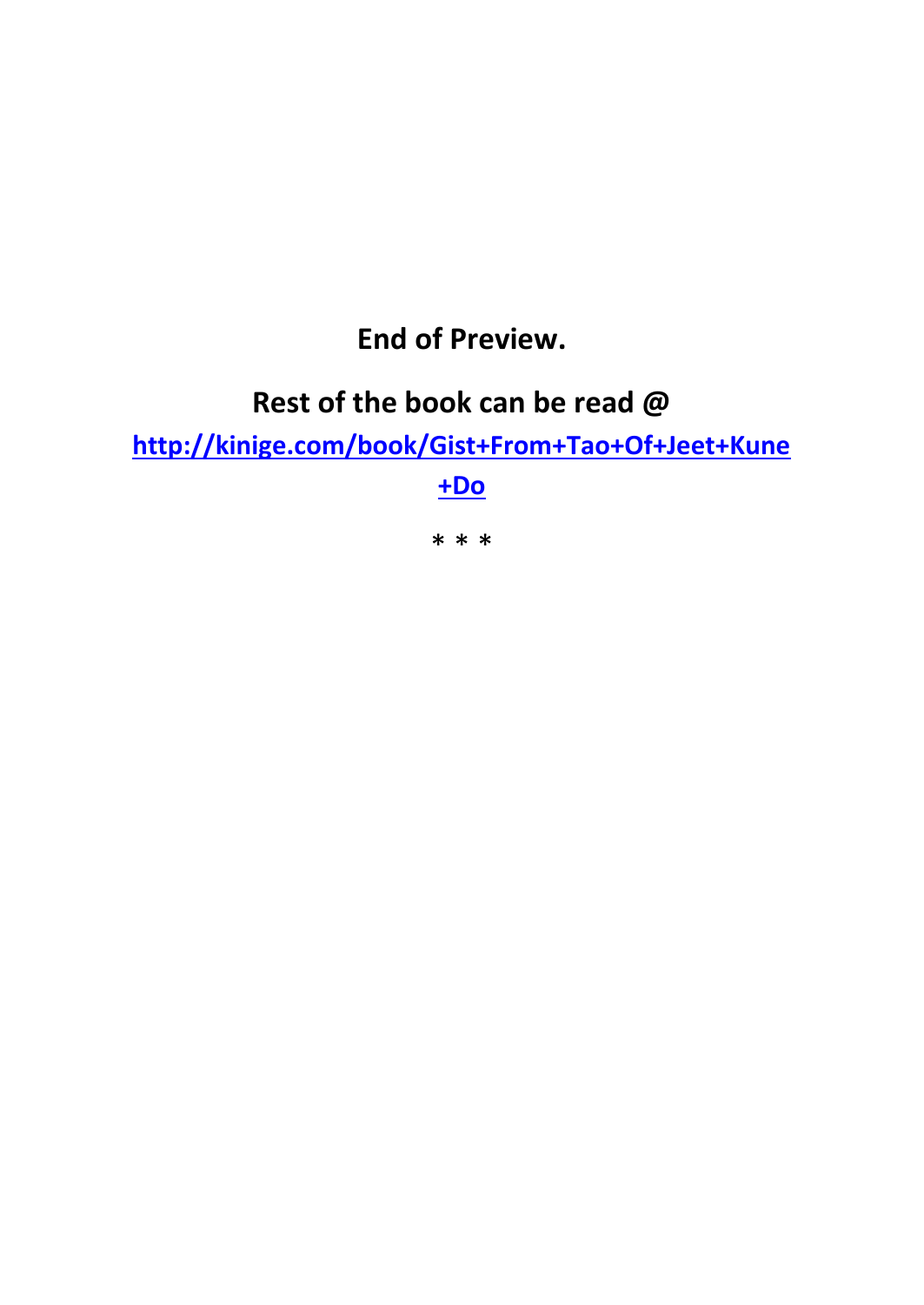**End of Preview.**

**Rest of the book can be read @**

**[http://kinige.com/book/Gist+From+Tao+Of+Jeet+Kune+Do](http://kinige.com/book/Gist+From+Tao+Of+Jeet+Kune+Do)**

**\* \* \***